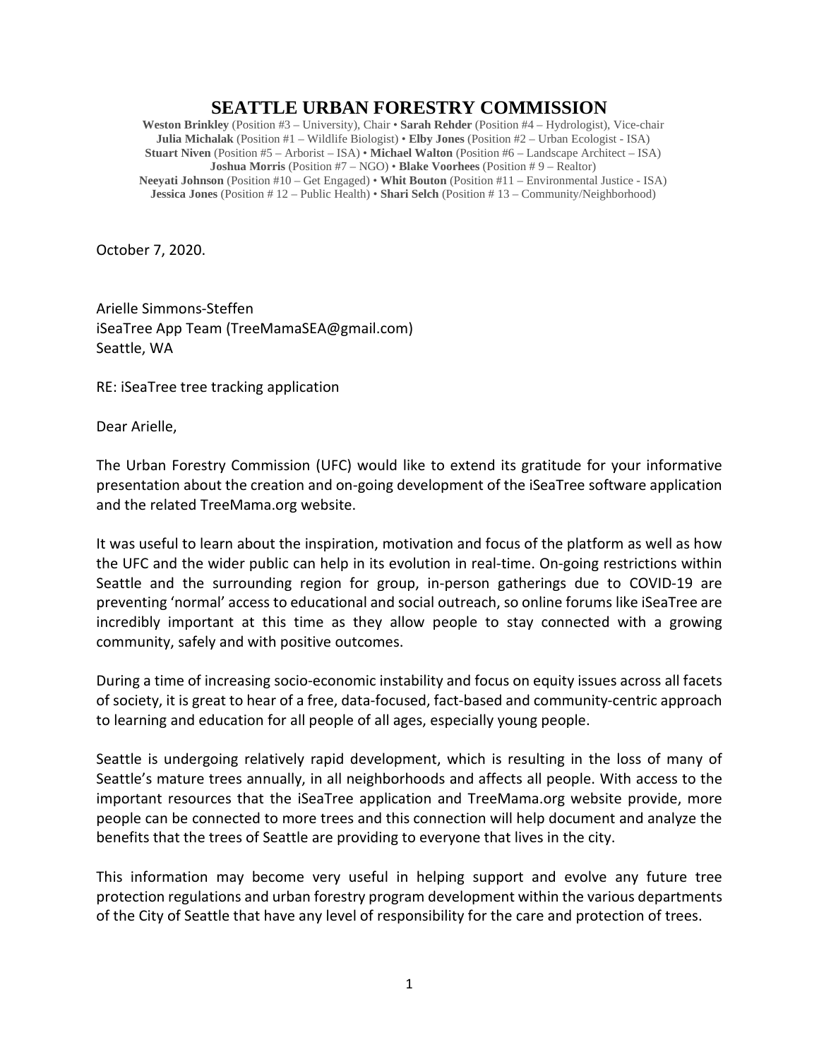# SEATTLE URBAN FORESTRY COMMISSION

**Weston Brinkley** (Position #3 – University), Chair • **Sarah Rehder** (Position #4 – Hydrologist), Vice-chair
**Julia Michalak** (Position #1 – Wildlife Biologist) • **Elby Jones** (Position #2 – Urban Ecologist - ISA)
**Stuart Niven** (Position #5 – Arborist – ISA) • **Michael Walton** (Position #6 – Landscape Architect – ISA)
**Joshua Morris** (Position #7 – NGO) • **Blake Voorhees** (Position # 9 – Realtor)
**Neeyati Johnson** (Position #10 – Get Engaged) • **Whit Bouton** (Position #11 – Environmental Justice - ISA)
**Jessica Jones** (Position # 12 – Public Health) • **Shari Selch** (Position # 13 – Community/Neighborhood)

October 7, 2020.

Arielle Simmons-Steffen
iSeaTree App Team (TreeMamaSEA@gmail.com)
Seattle, WA

RE: iSeaTree tree tracking application

Dear Arielle,

The Urban Forestry Commission (UFC) would like to extend its gratitude for your informative presentation about the creation and on-going development of the iSeaTree software application and the related TreeMama.org website.

It was useful to learn about the inspiration, motivation and focus of the platform as well as how the UFC and the wider public can help in its evolution in real-time. On-going restrictions within Seattle and the surrounding region for group, in-person gatherings due to COVID-19 are preventing 'normal' access to educational and social outreach, so online forums like iSeaTree are incredibly important at this time as they allow people to stay connected with a growing community, safely and with positive outcomes.

During a time of increasing socio-economic instability and focus on equity issues across all facets of society, it is great to hear of a free, data-focused, fact-based and community-centric approach to learning and education for all people of all ages, especially young people.

Seattle is undergoing relatively rapid development, which is resulting in the loss of many of Seattle's mature trees annually, in all neighborhoods and affects all people. With access to the important resources that the iSeaTree application and TreeMama.org website provide, more people can be connected to more trees and this connection will help document and analyze the benefits that the trees of Seattle are providing to everyone that lives in the city.

This information may become very useful in helping support and evolve any future tree protection regulations and urban forestry program development within the various departments of the City of Seattle that have any level of responsibility for the care and protection of trees.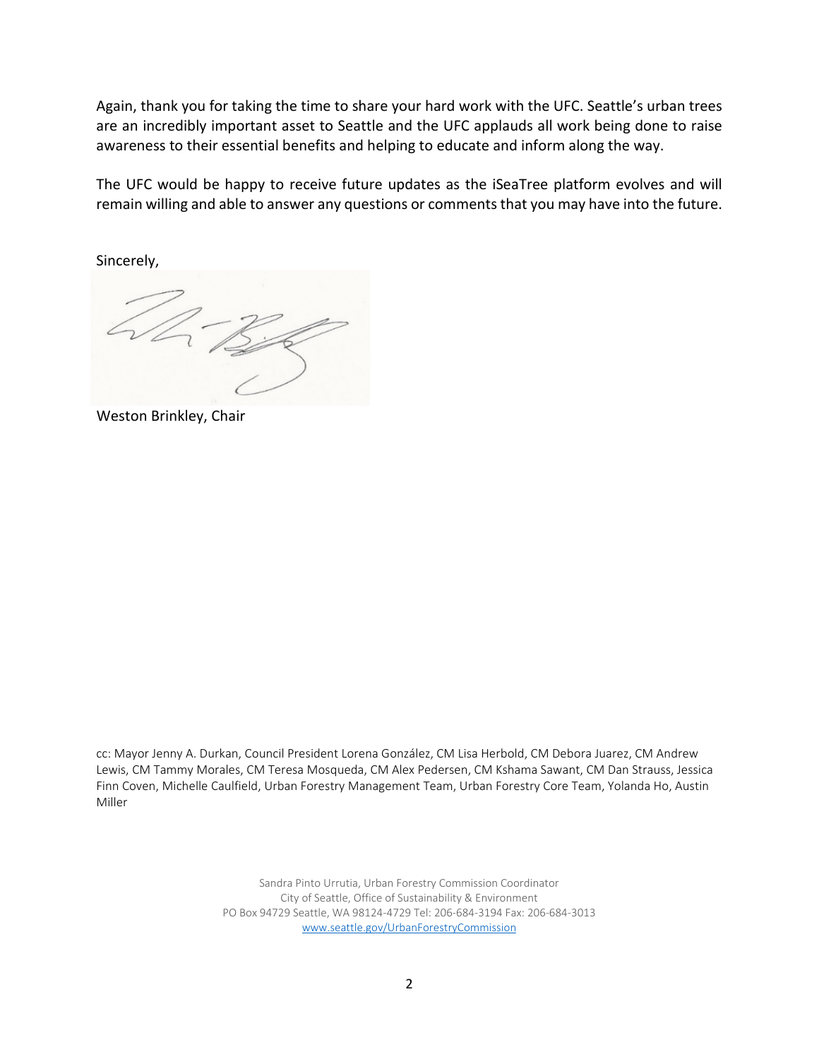Again, thank you for taking the time to share your hard work with the UFC. Seattle's urban trees are an incredibly important asset to Seattle and the UFC applauds all work being done to raise awareness to their essential benefits and helping to educate and inform along the way.

The UFC would be happy to receive future updates as the iSeaTree platform evolves and will remain willing and able to answer any questions or comments that you may have into the future.

Sincerely,

Weston Brinkley, Chair

cc: Mayor Jenny A. Durkan, Council President Lorena González, CM Lisa Herbold, CM Debora Juarez, CM Andrew Lewis, CM Tammy Morales, CM Teresa Mosqueda, CM Alex Pedersen, CM Kshama Sawant, CM Dan Strauss, Jessica Finn Coven, Michelle Caulfield, Urban Forestry Management Team, Urban Forestry Core Team, Yolanda Ho, Austin Miller

Sandra Pinto Urrutia, Urban Forestry Commission Coordinator
City of Seattle, Office of Sustainability & Environment
PO Box 94729 Seattle, WA 98124-4729 Tel: 206-684-3194 Fax: 206-684-3013
www.seattle.gov/UrbanForestryCommission